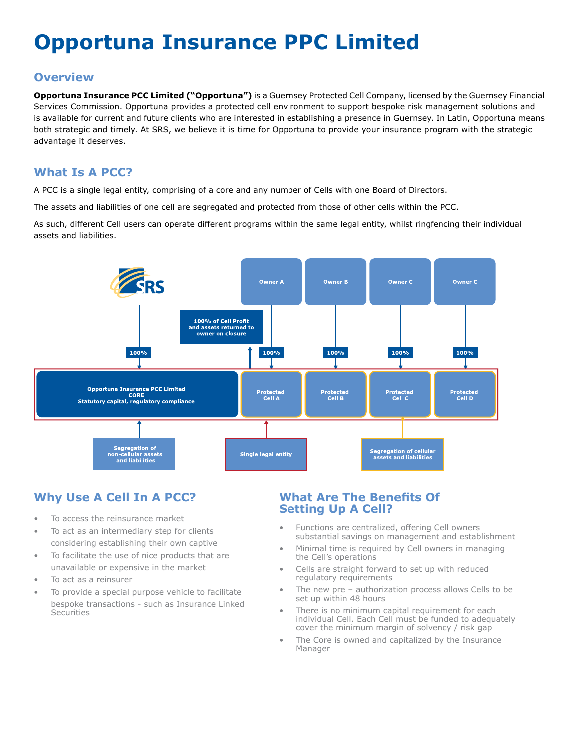# Opportuna Insurance PPC Limited

## Overview

**Opportuna Insurance PCC Limited ("Opportuna")** is a Guernsey Protected Cell Company, licensed by the Guernsey Financial Services Commission. Opportuna provides a protected cell environment to support bespoke risk management solutions and is available for current and future clients who are interested in establishing a presence in Guernsey. In Latin, Opportuna means both strategic and timely. At SRS, we believe it is time for Opportuna to provide your insurance program with the strategic advantage it deserves.

## What Is A PCC?

A PCC is a single legal entity, comprising of a core and any number of Cells with one Board of Directors.

The assets and liabilities of one cell are segregated and protected from those of other cells within the PCC.

As such, different Cell users can operate different programs within the same legal entity, whilst ringfencing their individual assets and liabilities.

SRS

Owner A | Owner B | Owner C | Owner C

100% of Cell Profit and assets returned to owner on closure

100% | 100% | 100% | 100% | 100%

Opportuna Insurance PCC Limited CORE Statutory capital, regulatory compliance

Protected Cell A | Protected Cell B | Protected Cell C | Protected Cell D

Segregation of non-cellular assets and liabilities

Single legal entity

Segregation of cellular assets and liabilities

## Why Use A Cell In A PCC?

- To access the reinsurance market
- To act as an intermediary step for clients considering establishing their own captive
- To facilitate the use of nice products that are unavailable or expensive in the market
- To act as a reinsurer
- To provide a special purpose vehicle to facilitate bespoke transactions - such as Insurance Linked Securities

## What Are The Benefits Of Setting Up A Cell?

- Functions are centralized, offering Cell owners substantial savings on management and establishment
- Minimal time is required by Cell owners in managing the Cell's operations
- Cells are straight forward to set up with reduced regulatory requirements
- The new pre – authorization process allows Cells to be set up within 48 hours
- There is no minimum capital requirement for each individual Cell. Each Cell must be funded to adequately cover the minimum margin of solvency / risk gap
- The Core is owned and capitalized by the Insurance Manager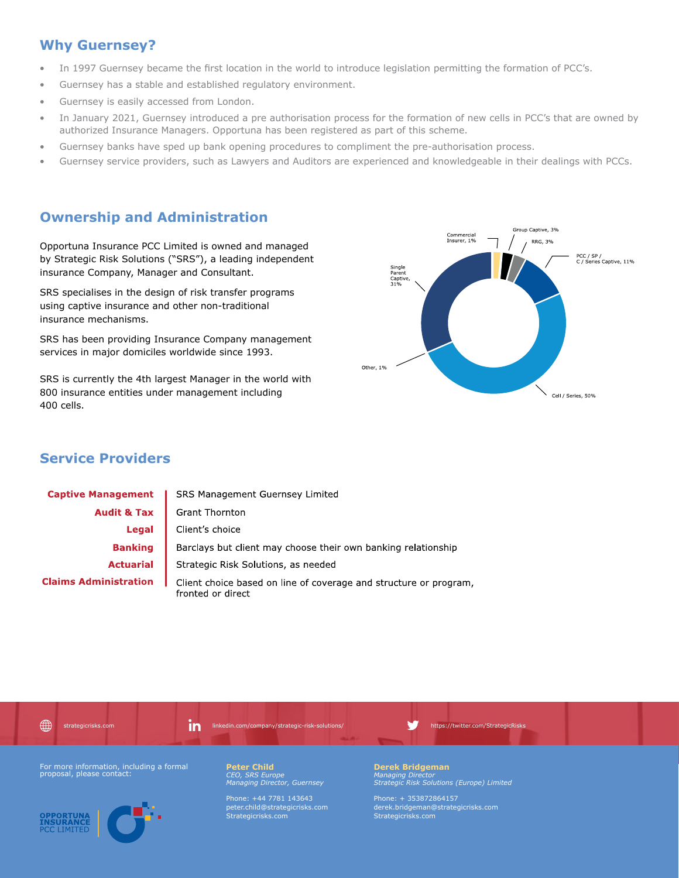## Why Guernsey?

- In 1997 Guernsey became the first location in the world to introduce legislation permitting the formation of PCC's.
- Guernsey has a stable and established regulatory environment.
- Guernsey is easily accessed from London.
- In January 2021, Guernsey introduced a pre authorisation process for the formation of new cells in PCC's that are owned by authorized Insurance Managers. Opportuna has been registered as part of this scheme.
- Guernsey banks have sped up bank opening procedures to compliment the pre-authorisation process.
- Guernsey service providers, such as Lawyers and Auditors are experienced and knowledgeable in their dealings with PCCs.

## Ownership and Administration

Opportuna Insurance PCC Limited is owned and managed by Strategic Risk Solutions ("SRS"), a leading independent insurance Company, Manager and Consultant.

SRS specialises in the design of risk transfer programs using captive insurance and other non-traditional insurance mechanisms.

SRS has been providing Insurance Company management services in major domiciles worldwide since 1993.

SRS is currently the 4th largest Manager in the world with 800 insurance entities under management including 400 cells.

Commercial Insurer, 1%
Group Captive, 3%
RRG, 3%
PCC / SP / C / Series Captive, 11%
Single Parent Captive, 31%
Other, 1%
Cell / Series, 50%

## Service Providers

| | |
|---|---|
| **Captive Management** | SRS Management Guernsey Limited |
| **Audit & Tax** | Grant Thornton |
| **Legal** | Client's choice |
| **Banking** | Barclays but client may choose their own banking relationship |
| **Actuarial** | Strategic Risk Solutions, as needed |
| **Claims Administration** | Client choice based on line of coverage and structure or program, fronted or direct |

strategicrisks.com

linkedin.com/company/strategic-risk-solutions/

https://twitter.com/StrategicRisks

For more information, including a formal proposal, please contact:

**Peter Child**
*CEO, SRS Europe*
*Managing Director, Guernsey*

Phone: +44 7781 143643
peter.child@strategicrisks.com
Strategicrisks.com

**Derek Bridgeman**
*Managing Director*
*Strategic Risk Solutions (Europe) Limited*

Phone: + 353872864157
derek.bridgeman@strategicrisks.com
Strategicrisks.com

OPPORTUNA INSURANCE PCC LIMITED